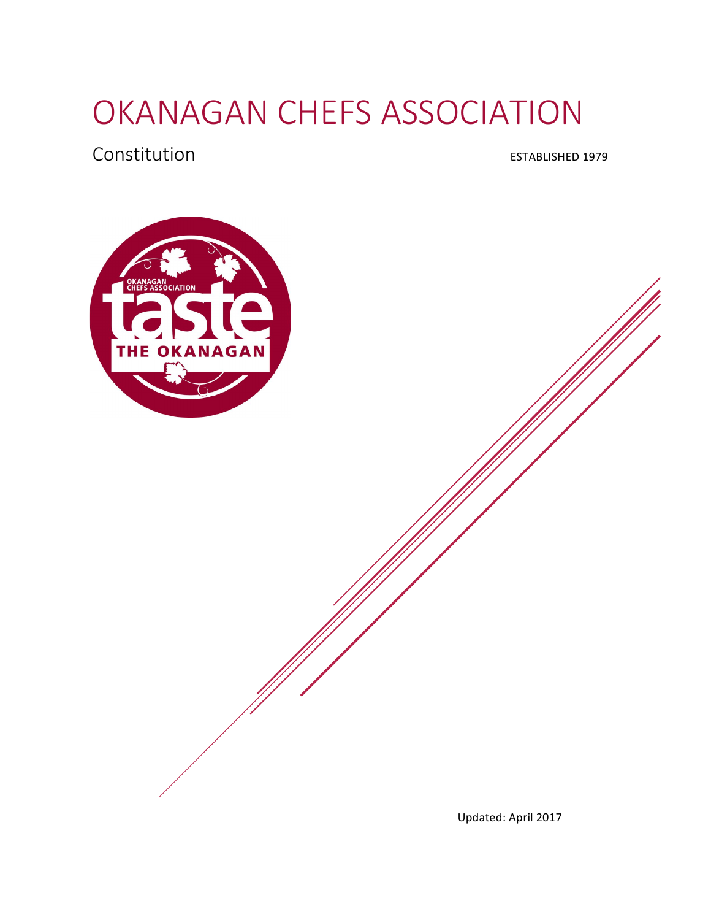# OKANAGAN CHEFS ASSOCIATION

## Constitution

ESTABLISHED 1979

Updated: April 2017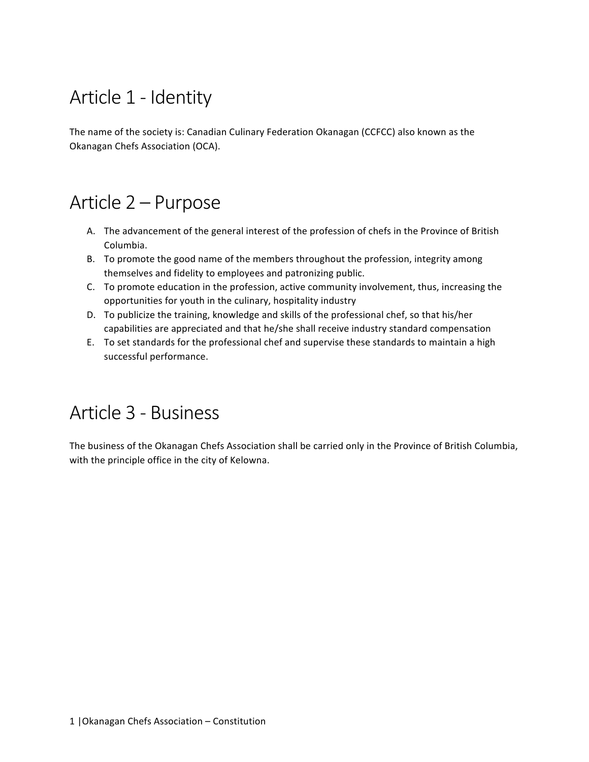# Article 1 - Identity

The name of the society is: Canadian Culinary Federation Okanagan (CCFCC) also known as the Okanagan Chefs Association (OCA).

# Article 2 – Purpose

A. The advancement of the general interest of the profession of chefs in the Province of British Columbia.
B. To promote the good name of the members throughout the profession, integrity among themselves and fidelity to employees and patronizing public.
C. To promote education in the profession, active community involvement, thus, increasing the opportunities for youth in the culinary, hospitality industry
D. To publicize the training, knowledge and skills of the professional chef, so that his/her capabilities are appreciated and that he/she shall receive industry standard compensation
E. To set standards for the professional chef and supervise these standards to maintain a high successful performance.

# Article 3 - Business

The business of the Okanagan Chefs Association shall be carried only in the Province of British Columbia, with the principle office in the city of Kelowna.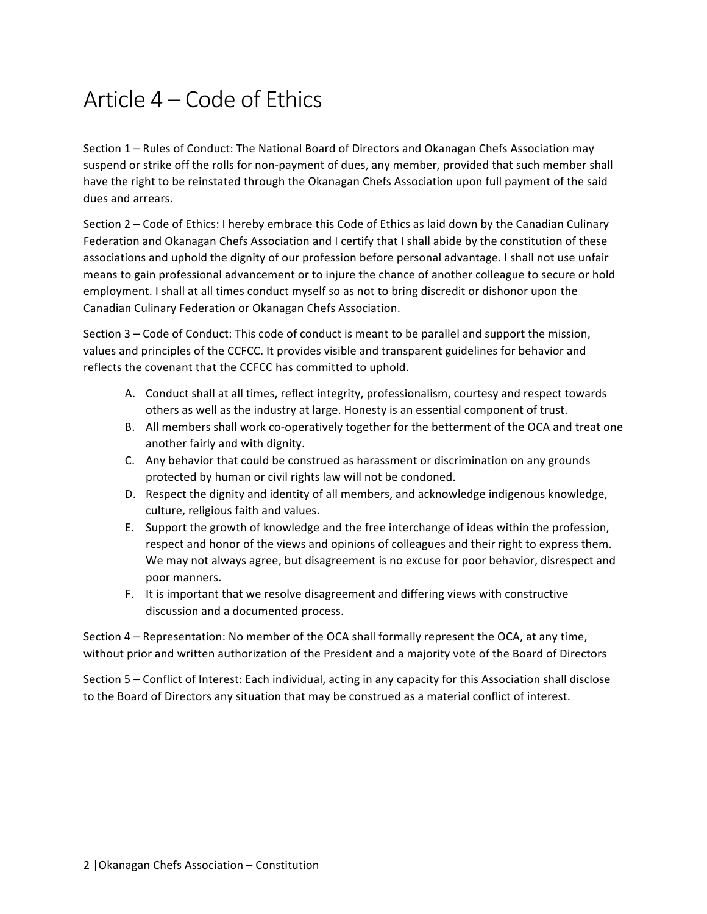# Article 4 – Code of Ethics

Section 1 – Rules of Conduct: The National Board of Directors and Okanagan Chefs Association may suspend or strike off the rolls for non-payment of dues, any member, provided that such member shall have the right to be reinstated through the Okanagan Chefs Association upon full payment of the said dues and arrears.

Section 2 – Code of Ethics: I hereby embrace this Code of Ethics as laid down by the Canadian Culinary Federation and Okanagan Chefs Association and I certify that I shall abide by the constitution of these associations and uphold the dignity of our profession before personal advantage. I shall not use unfair means to gain professional advancement or to injure the chance of another colleague to secure or hold employment. I shall at all times conduct myself so as not to bring discredit or dishonor upon the Canadian Culinary Federation or Okanagan Chefs Association.

Section 3 – Code of Conduct: This code of conduct is meant to be parallel and support the mission, values and principles of the CCFCC. It provides visible and transparent guidelines for behavior and reflects the covenant that the CCFCC has committed to uphold.

A. Conduct shall at all times, reflect integrity, professionalism, courtesy and respect towards others as well as the industry at large. Honesty is an essential component of trust.
B. All members shall work co-operatively together for the betterment of the OCA and treat one another fairly and with dignity.
C. Any behavior that could be construed as harassment or discrimination on any grounds protected by human or civil rights law will not be condoned.
D. Respect the dignity and identity of all members, and acknowledge indigenous knowledge, culture, religious faith and values.
E. Support the growth of knowledge and the free interchange of ideas within the profession, respect and honor of the views and opinions of colleagues and their right to express them. We may not always agree, but disagreement is no excuse for poor behavior, disrespect and poor manners.
F. It is important that we resolve disagreement and differing views with constructive discussion and ~~a~~ documented process.

Section 4 – Representation: No member of the OCA shall formally represent the OCA, at any time, without prior and written authorization of the President and a majority vote of the Board of Directors

Section 5 – Conflict of Interest: Each individual, acting in any capacity for this Association shall disclose to the Board of Directors any situation that may be construed as a material conflict of interest.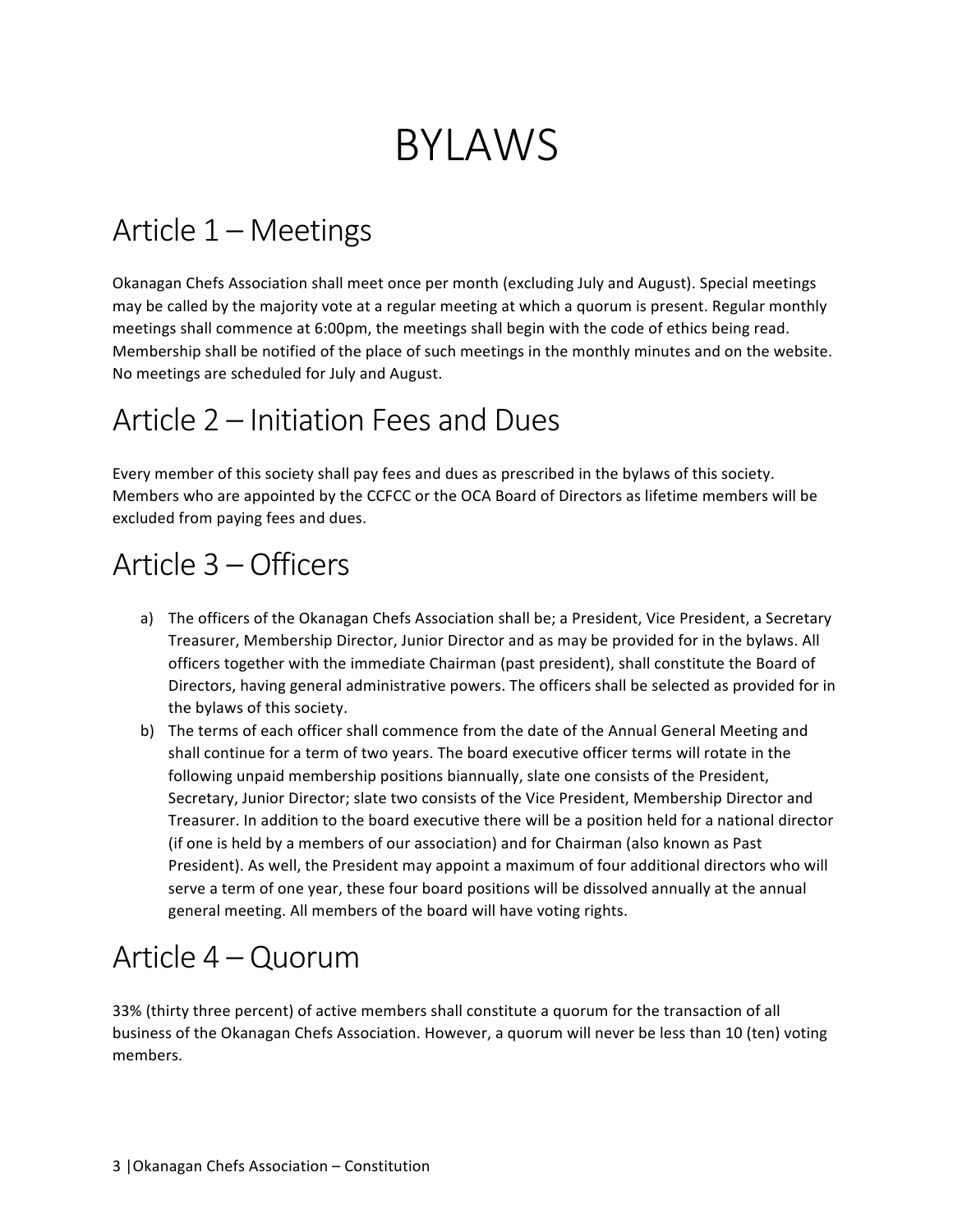# BYLAWS

## Article 1 – Meetings

Okanagan Chefs Association shall meet once per month (excluding July and August). Special meetings may be called by the majority vote at a regular meeting at which a quorum is present. Regular monthly meetings shall commence at 6:00pm, the meetings shall begin with the code of ethics being read. Membership shall be notified of the place of such meetings in the monthly minutes and on the website. No meetings are scheduled for July and August.

## Article 2 – Initiation Fees and Dues

Every member of this society shall pay fees and dues as prescribed in the bylaws of this society. Members who are appointed by the CCFCC or the OCA Board of Directors as lifetime members will be excluded from paying fees and dues.

## Article 3 – Officers

a) The officers of the Okanagan Chefs Association shall be; a President, Vice President, a Secretary Treasurer, Membership Director, Junior Director and as may be provided for in the bylaws. All officers together with the immediate Chairman (past president), shall constitute the Board of Directors, having general administrative powers. The officers shall be selected as provided for in the bylaws of this society.

b) The terms of each officer shall commence from the date of the Annual General Meeting and shall continue for a term of two years. The board executive officer terms will rotate in the following unpaid membership positions biannually, slate one consists of the President, Secretary, Junior Director; slate two consists of the Vice President, Membership Director and Treasurer. In addition to the board executive there will be a position held for a national director (if one is held by a members of our association) and for Chairman (also known as Past President). As well, the President may appoint a maximum of four additional directors who will serve a term of one year, these four board positions will be dissolved annually at the annual general meeting. All members of the board will have voting rights.

## Article 4 – Quorum

33% (thirty three percent) of active members shall constitute a quorum for the transaction of all business of the Okanagan Chefs Association. However, a quorum will never be less than 10 (ten) voting members.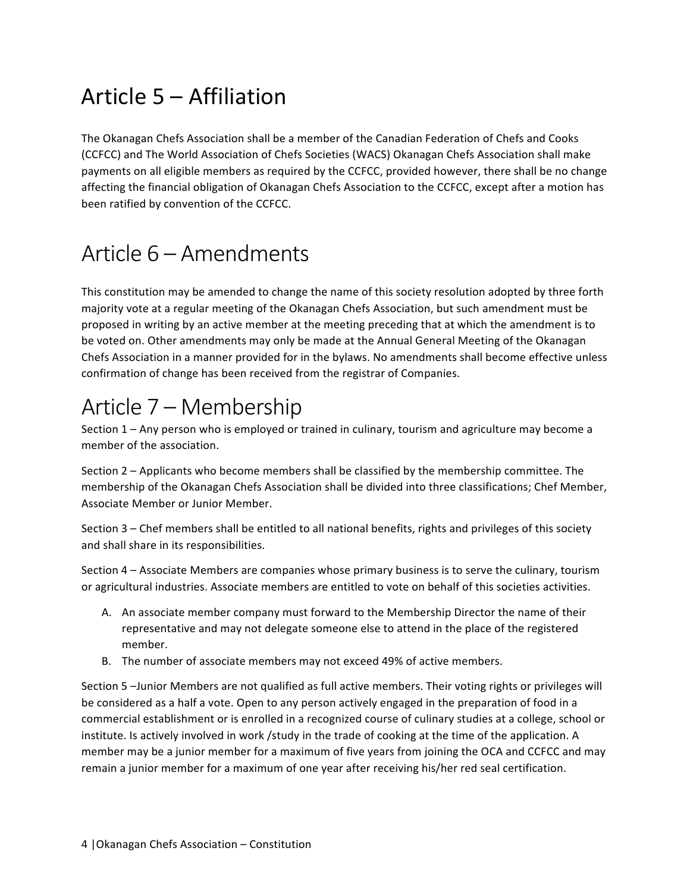# Article 5 – Affiliation

The Okanagan Chefs Association shall be a member of the Canadian Federation of Chefs and Cooks (CCFCC) and The World Association of Chefs Societies (WACS) Okanagan Chefs Association shall make payments on all eligible members as required by the CCFCC, provided however, there shall be no change affecting the financial obligation of Okanagan Chefs Association to the CCFCC, except after a motion has been ratified by convention of the CCFCC.

# Article 6 – Amendments

This constitution may be amended to change the name of this society resolution adopted by three forth majority vote at a regular meeting of the Okanagan Chefs Association, but such amendment must be proposed in writing by an active member at the meeting preceding that at which the amendment is to be voted on. Other amendments may only be made at the Annual General Meeting of the Okanagan Chefs Association in a manner provided for in the bylaws. No amendments shall become effective unless confirmation of change has been received from the registrar of Companies.

# Article 7 – Membership

Section 1 – Any person who is employed or trained in culinary, tourism and agriculture may become a member of the association.

Section 2 – Applicants who become members shall be classified by the membership committee. The membership of the Okanagan Chefs Association shall be divided into three classifications; Chef Member, Associate Member or Junior Member.

Section 3 – Chef members shall be entitled to all national benefits, rights and privileges of this society and shall share in its responsibilities.

Section 4 – Associate Members are companies whose primary business is to serve the culinary, tourism or agricultural industries. Associate members are entitled to vote on behalf of this societies activities.

A. An associate member company must forward to the Membership Director the name of their representative and may not delegate someone else to attend in the place of the registered member.
B. The number of associate members may not exceed 49% of active members.

Section 5 –Junior Members are not qualified as full active members. Their voting rights or privileges will be considered as a half a vote. Open to any person actively engaged in the preparation of food in a commercial establishment or is enrolled in a recognized course of culinary studies at a college, school or institute. Is actively involved in work /study in the trade of cooking at the time of the application. A member may be a junior member for a maximum of five years from joining the OCA and CCFCC and may remain a junior member for a maximum of one year after receiving his/her red seal certification.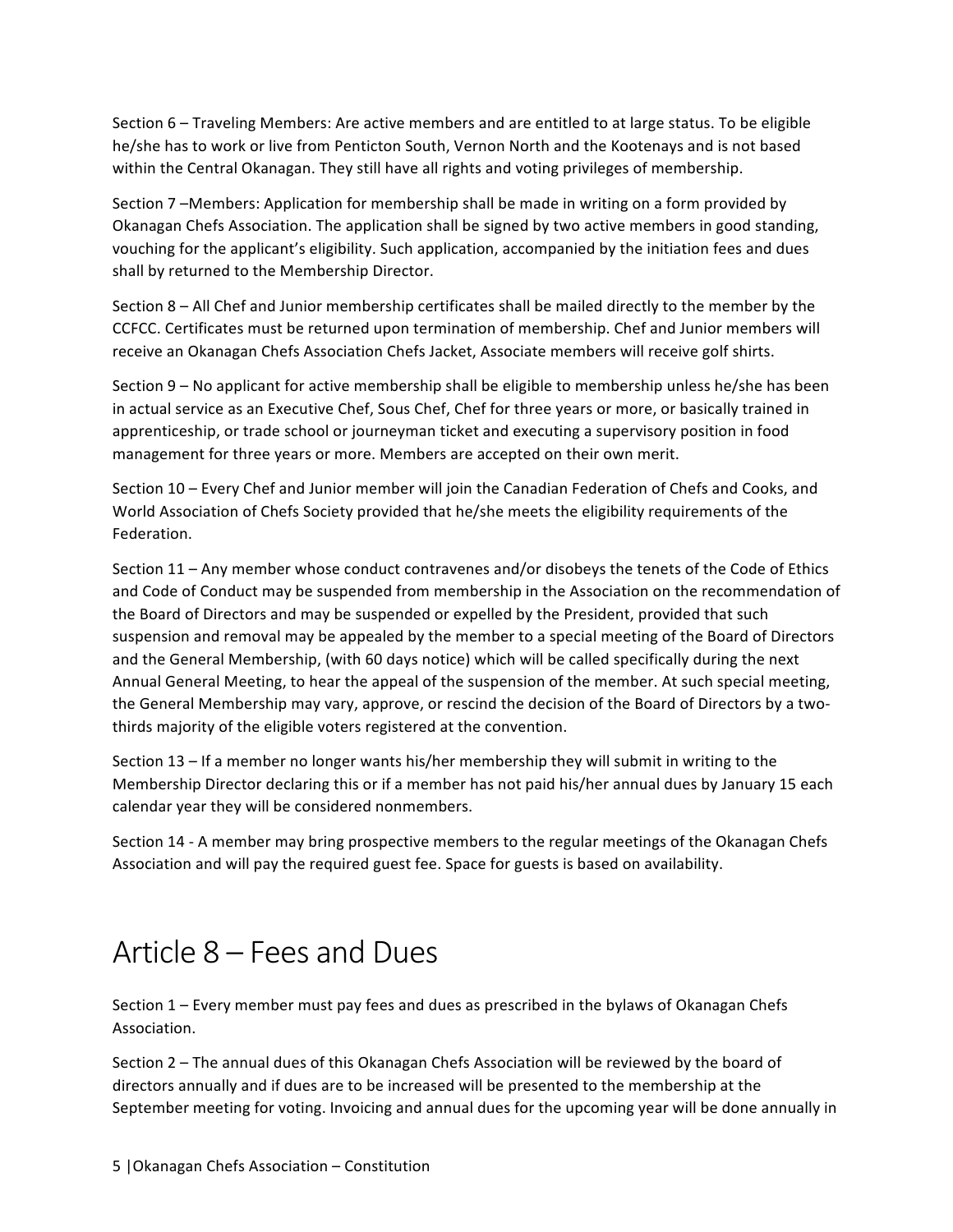Section 6 – Traveling Members: Are active members and are entitled to at large status. To be eligible he/she has to work or live from Penticton South, Vernon North and the Kootenays and is not based within the Central Okanagan. They still have all rights and voting privileges of membership.

Section 7 –Members: Application for membership shall be made in writing on a form provided by Okanagan Chefs Association. The application shall be signed by two active members in good standing, vouching for the applicant's eligibility. Such application, accompanied by the initiation fees and dues shall by returned to the Membership Director.

Section 8 – All Chef and Junior membership certificates shall be mailed directly to the member by the CCFCC. Certificates must be returned upon termination of membership. Chef and Junior members will receive an Okanagan Chefs Association Chefs Jacket, Associate members will receive golf shirts.

Section 9 – No applicant for active membership shall be eligible to membership unless he/she has been in actual service as an Executive Chef, Sous Chef, Chef for three years or more, or basically trained in apprenticeship, or trade school or journeyman ticket and executing a supervisory position in food management for three years or more. Members are accepted on their own merit.

Section 10 – Every Chef and Junior member will join the Canadian Federation of Chefs and Cooks, and World Association of Chefs Society provided that he/she meets the eligibility requirements of the Federation.

Section 11 – Any member whose conduct contravenes and/or disobeys the tenets of the Code of Ethics and Code of Conduct may be suspended from membership in the Association on the recommendation of the Board of Directors and may be suspended or expelled by the President, provided that such suspension and removal may be appealed by the member to a special meeting of the Board of Directors and the General Membership, (with 60 days notice) which will be called specifically during the next Annual General Meeting, to hear the appeal of the suspension of the member. At such special meeting, the General Membership may vary, approve, or rescind the decision of the Board of Directors by a two-thirds majority of the eligible voters registered at the convention.

Section 13 – If a member no longer wants his/her membership they will submit in writing to the Membership Director declaring this or if a member has not paid his/her annual dues by January 15 each calendar year they will be considered nonmembers.

Section 14 - A member may bring prospective members to the regular meetings of the Okanagan Chefs Association and will pay the required guest fee. Space for guests is based on availability.

# Article 8 – Fees and Dues

Section 1 – Every member must pay fees and dues as prescribed in the bylaws of Okanagan Chefs Association.

Section 2 – The annual dues of this Okanagan Chefs Association will be reviewed by the board of directors annually and if dues are to be increased will be presented to the membership at the September meeting for voting. Invoicing and annual dues for the upcoming year will be done annually in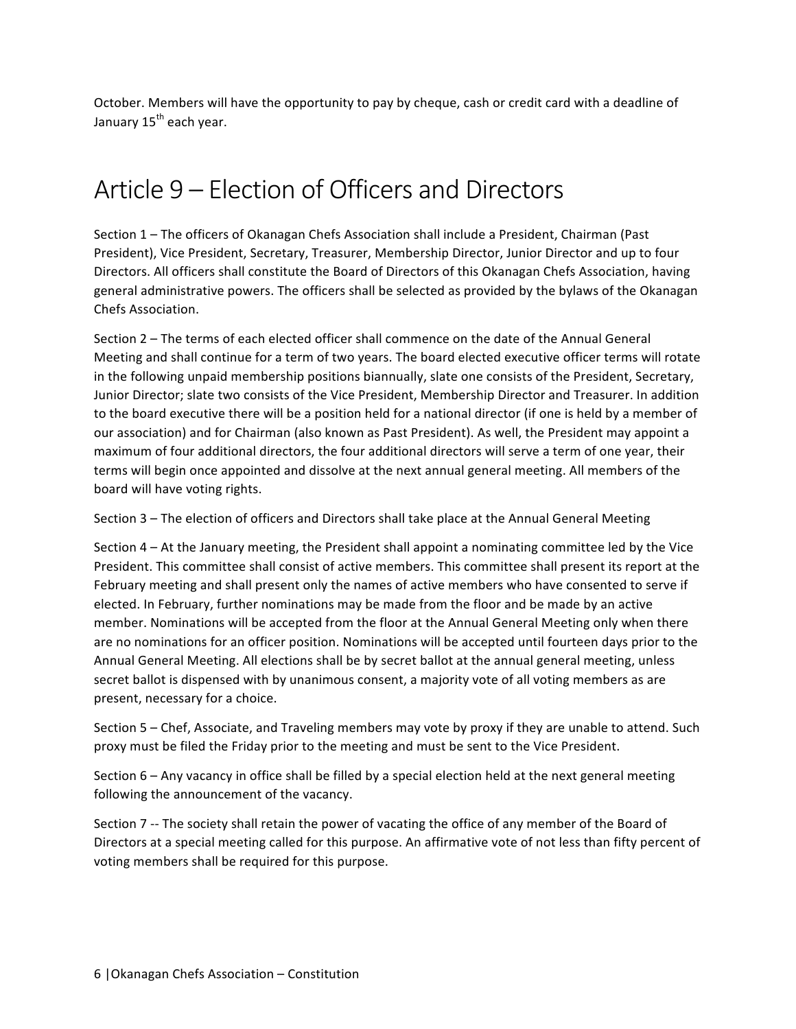October. Members will have the opportunity to pay by cheque, cash or credit card with a deadline of January 15th each year.

# Article 9 – Election of Officers and Directors

Section 1 – The officers of Okanagan Chefs Association shall include a President, Chairman (Past President), Vice President, Secretary, Treasurer, Membership Director, Junior Director and up to four Directors. All officers shall constitute the Board of Directors of this Okanagan Chefs Association, having general administrative powers. The officers shall be selected as provided by the bylaws of the Okanagan Chefs Association.

Section 2 – The terms of each elected officer shall commence on the date of the Annual General Meeting and shall continue for a term of two years. The board elected executive officer terms will rotate in the following unpaid membership positions biannually, slate one consists of the President, Secretary, Junior Director; slate two consists of the Vice President, Membership Director and Treasurer. In addition to the board executive there will be a position held for a national director (if one is held by a member of our association) and for Chairman (also known as Past President). As well, the President may appoint a maximum of four additional directors, the four additional directors will serve a term of one year, their terms will begin once appointed and dissolve at the next annual general meeting. All members of the board will have voting rights.

Section 3 – The election of officers and Directors shall take place at the Annual General Meeting

Section 4 – At the January meeting, the President shall appoint a nominating committee led by the Vice President. This committee shall consist of active members. This committee shall present its report at the February meeting and shall present only the names of active members who have consented to serve if elected. In February, further nominations may be made from the floor and be made by an active member. Nominations will be accepted from the floor at the Annual General Meeting only when there are no nominations for an officer position. Nominations will be accepted until fourteen days prior to the Annual General Meeting. All elections shall be by secret ballot at the annual general meeting, unless secret ballot is dispensed with by unanimous consent, a majority vote of all voting members as are present, necessary for a choice.

Section 5 – Chef, Associate, and Traveling members may vote by proxy if they are unable to attend. Such proxy must be filed the Friday prior to the meeting and must be sent to the Vice President.

Section 6 – Any vacancy in office shall be filled by a special election held at the next general meeting following the announcement of the vacancy.

Section 7 -- The society shall retain the power of vacating the office of any member of the Board of Directors at a special meeting called for this purpose. An affirmative vote of not less than fifty percent of voting members shall be required for this purpose.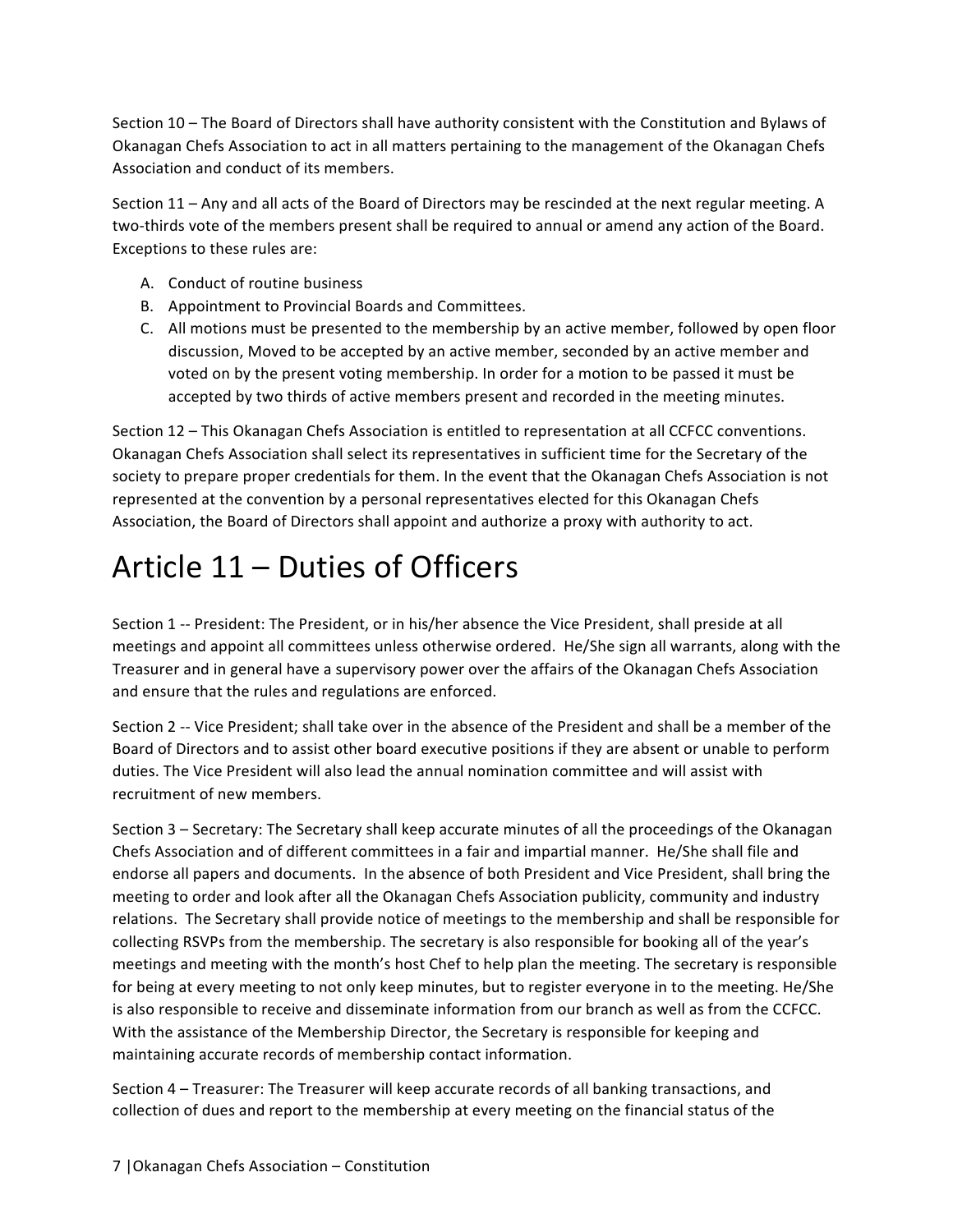Section 10 – The Board of Directors shall have authority consistent with the Constitution and Bylaws of Okanagan Chefs Association to act in all matters pertaining to the management of the Okanagan Chefs Association and conduct of its members.

Section 11 – Any and all acts of the Board of Directors may be rescinded at the next regular meeting. A two-thirds vote of the members present shall be required to annual or amend any action of the Board. Exceptions to these rules are:

A. Conduct of routine business
B. Appointment to Provincial Boards and Committees.
C. All motions must be presented to the membership by an active member, followed by open floor discussion, Moved to be accepted by an active member, seconded by an active member and voted on by the present voting membership. In order for a motion to be passed it must be accepted by two thirds of active members present and recorded in the meeting minutes.

Section 12 – This Okanagan Chefs Association is entitled to representation at all CCFCC conventions. Okanagan Chefs Association shall select its representatives in sufficient time for the Secretary of the society to prepare proper credentials for them. In the event that the Okanagan Chefs Association is not represented at the convention by a personal representatives elected for this Okanagan Chefs Association, the Board of Directors shall appoint and authorize a proxy with authority to act.

# Article 11 – Duties of Officers

Section 1 -- President: The President, or in his/her absence the Vice President, shall preside at all meetings and appoint all committees unless otherwise ordered. He/She sign all warrants, along with the Treasurer and in general have a supervisory power over the affairs of the Okanagan Chefs Association and ensure that the rules and regulations are enforced.

Section 2 -- Vice President; shall take over in the absence of the President and shall be a member of the Board of Directors and to assist other board executive positions if they are absent or unable to perform duties. The Vice President will also lead the annual nomination committee and will assist with recruitment of new members.

Section 3 – Secretary: The Secretary shall keep accurate minutes of all the proceedings of the Okanagan Chefs Association and of different committees in a fair and impartial manner. He/She shall file and endorse all papers and documents. In the absence of both President and Vice President, shall bring the meeting to order and look after all the Okanagan Chefs Association publicity, community and industry relations. The Secretary shall provide notice of meetings to the membership and shall be responsible for collecting RSVPs from the membership. The secretary is also responsible for booking all of the year's meetings and meeting with the month's host Chef to help plan the meeting. The secretary is responsible for being at every meeting to not only keep minutes, but to register everyone in to the meeting. He/She is also responsible to receive and disseminate information from our branch as well as from the CCFCC. With the assistance of the Membership Director, the Secretary is responsible for keeping and maintaining accurate records of membership contact information.

Section 4 – Treasurer: The Treasurer will keep accurate records of all banking transactions, and collection of dues and report to the membership at every meeting on the financial status of the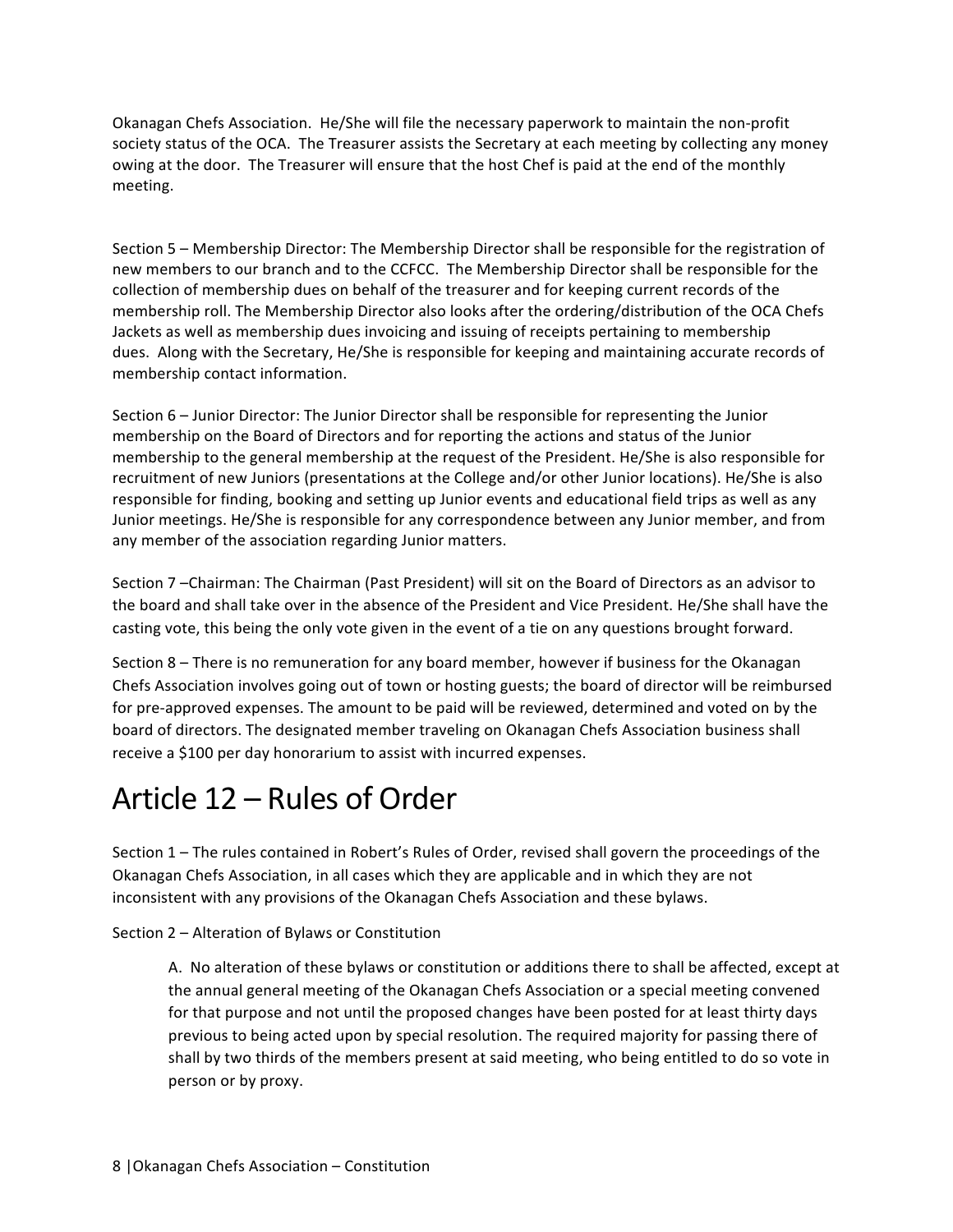Okanagan Chefs Association. He/She will file the necessary paperwork to maintain the non-profit society status of the OCA. The Treasurer assists the Secretary at each meeting by collecting any money owing at the door. The Treasurer will ensure that the host Chef is paid at the end of the monthly meeting.

Section 5 – Membership Director: The Membership Director shall be responsible for the registration of new members to our branch and to the CCFCC. The Membership Director shall be responsible for the collection of membership dues on behalf of the treasurer and for keeping current records of the membership roll. The Membership Director also looks after the ordering/distribution of the OCA Chefs Jackets as well as membership dues invoicing and issuing of receipts pertaining to membership dues. Along with the Secretary, He/She is responsible for keeping and maintaining accurate records of membership contact information.

Section 6 – Junior Director: The Junior Director shall be responsible for representing the Junior membership on the Board of Directors and for reporting the actions and status of the Junior membership to the general membership at the request of the President. He/She is also responsible for recruitment of new Juniors (presentations at the College and/or other Junior locations). He/She is also responsible for finding, booking and setting up Junior events and educational field trips as well as any Junior meetings. He/She is responsible for any correspondence between any Junior member, and from any member of the association regarding Junior matters.

Section 7 –Chairman: The Chairman (Past President) will sit on the Board of Directors as an advisor to the board and shall take over in the absence of the President and Vice President. He/She shall have the casting vote, this being the only vote given in the event of a tie on any questions brought forward.

Section 8 – There is no remuneration for any board member, however if business for the Okanagan Chefs Association involves going out of town or hosting guests; the board of director will be reimbursed for pre-approved expenses. The amount to be paid will be reviewed, determined and voted on by the board of directors. The designated member traveling on Okanagan Chefs Association business shall receive a $100 per day honorarium to assist with incurred expenses.

# Article 12 – Rules of Order

Section 1 – The rules contained in Robert's Rules of Order, revised shall govern the proceedings of the Okanagan Chefs Association, in all cases which they are applicable and in which they are not inconsistent with any provisions of the Okanagan Chefs Association and these bylaws.

Section 2 – Alteration of Bylaws or Constitution

A. No alteration of these bylaws or constitution or additions there to shall be affected, except at the annual general meeting of the Okanagan Chefs Association or a special meeting convened for that purpose and not until the proposed changes have been posted for at least thirty days previous to being acted upon by special resolution. The required majority for passing there of shall by two thirds of the members present at said meeting, who being entitled to do so vote in person or by proxy.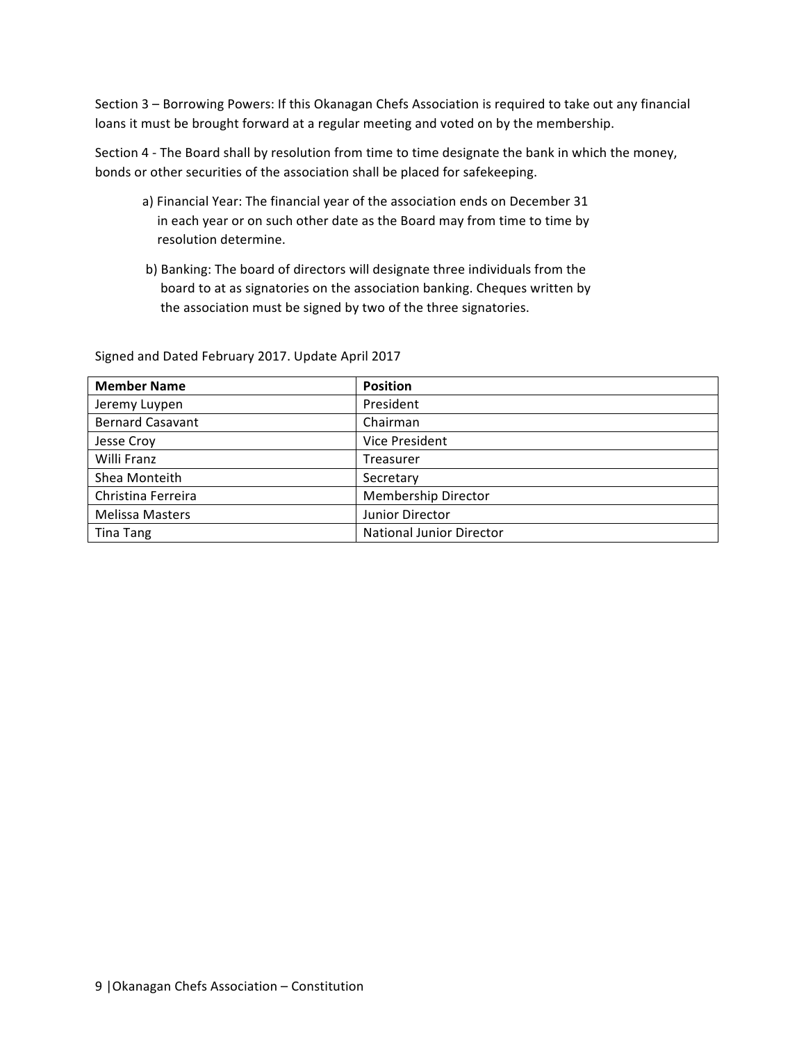Section 3 – Borrowing Powers: If this Okanagan Chefs Association is required to take out any financial loans it must be brought forward at a regular meeting and voted on by the membership.

Section 4 - The Board shall by resolution from time to time designate the bank in which the money, bonds or other securities of the association shall be placed for safekeeping.

a) Financial Year: The financial year of the association ends on December 31 in each year or on such other date as the Board may from time to time by resolution determine.

b) Banking: The board of directors will designate three individuals from the board to at as signatories on the association banking. Cheques written by the association must be signed by two of the three signatories.

Signed and Dated February 2017. Update April 2017

| Member Name | Position |
|---|---|
| Jeremy Luypen | President |
| Bernard Casavant | Chairman |
| Jesse Croy | Vice President |
| Willi Franz | Treasurer |
| Shea Monteith | Secretary |
| Christina Ferreira | Membership Director |
| Melissa Masters | Junior Director |
| Tina Tang | National Junior Director |